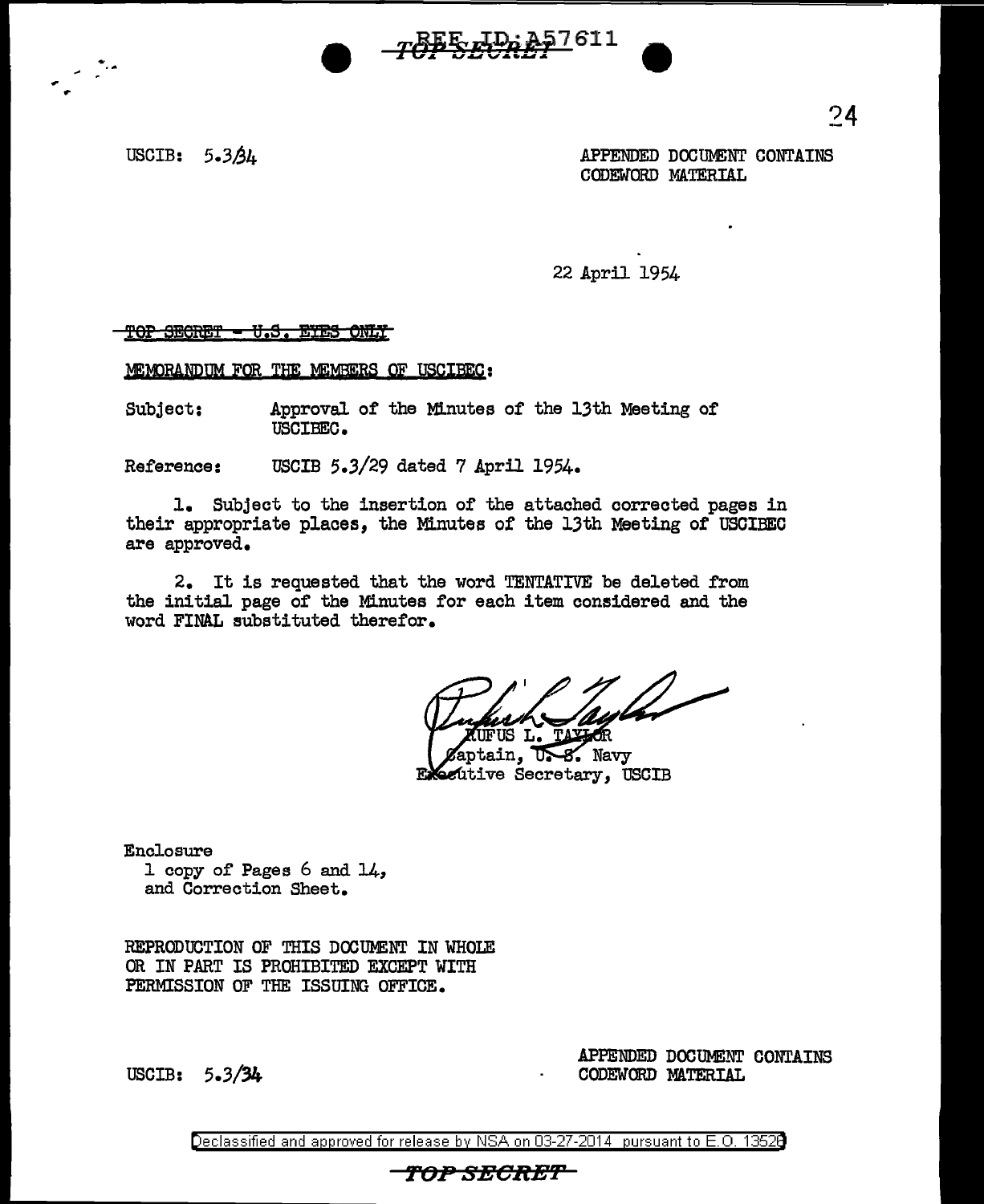USCIB: 5.3/34

APPENDED DOCUMENT CONTAINS CODEWORD MATERIAL

22 April 1954

~~TOP SECRET - U.S. EYES ONLY~~

MEMORANDUM FOR THE MEMBERS OF USCIBEC:

Subject: Approval of the Minutes of the 13th Meeting of USCIBEC.

Reference: USCIB 5.3/29 dated 7 April 1954.

1. Subject to the insertion of the attached corrected pages in their appropriate places, the Minutes of the 13th Meeting of USCIBEC are approved.

2. It is requested that the word TENTATIVE be deleted from the initial page of the Minutes for each item considered and the word FINAL substituted therefor.

RUFUS L. TAYLOR
Captain, U. S. Navy
Executive Secretary, USCIB

Enclosure
1 copy of Pages 6 and 14, and Correction Sheet.

REPRODUCTION OF THIS DOCUMENT IN WHOLE OR IN PART IS PROHIBITED EXCEPT WITH PERMISSION OF THE ISSUING OFFICE.

USCIB: 5.3/34

APPENDED DOCUMENT CONTAINS CODEWORD MATERIAL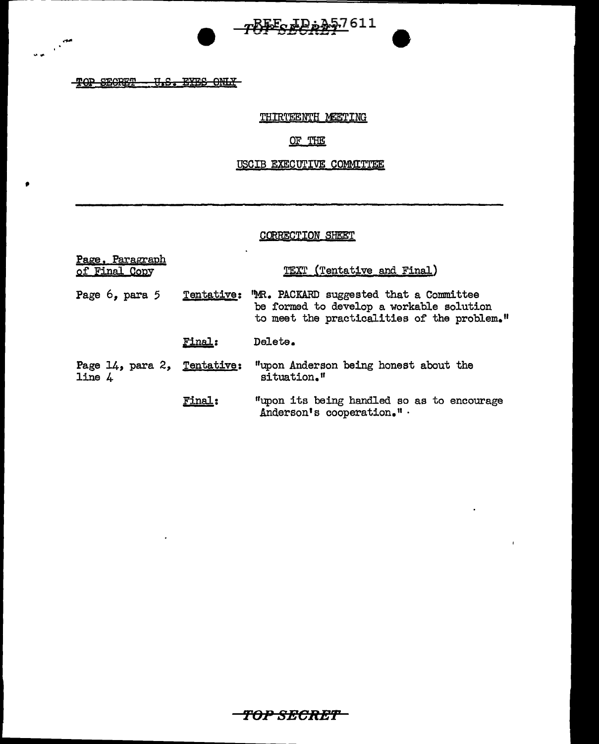TOP SECRET - U.S. EYES ONLY

THIRTEENTH MEETING

OF THE

USCIB EXECUTIVE COMMITTEE

---

CORRECTION SHEET

| Page, Paragraph of Final Copy | | TEXT (Tentative and Final) |
|---|---|---|
| Page 6, para 5 | Tentative: | "MR. PACKARD suggested that a Committee be formed to develop a workable solution to meet the practicalities of the problem." |
| | Final: | Delete. |
| Page 14, para 2, line 4 | Tentative: | "upon Anderson being honest about the situation." |
| | Final: | "upon its being handled so as to encourage Anderson's cooperation." |

TOP SECRET